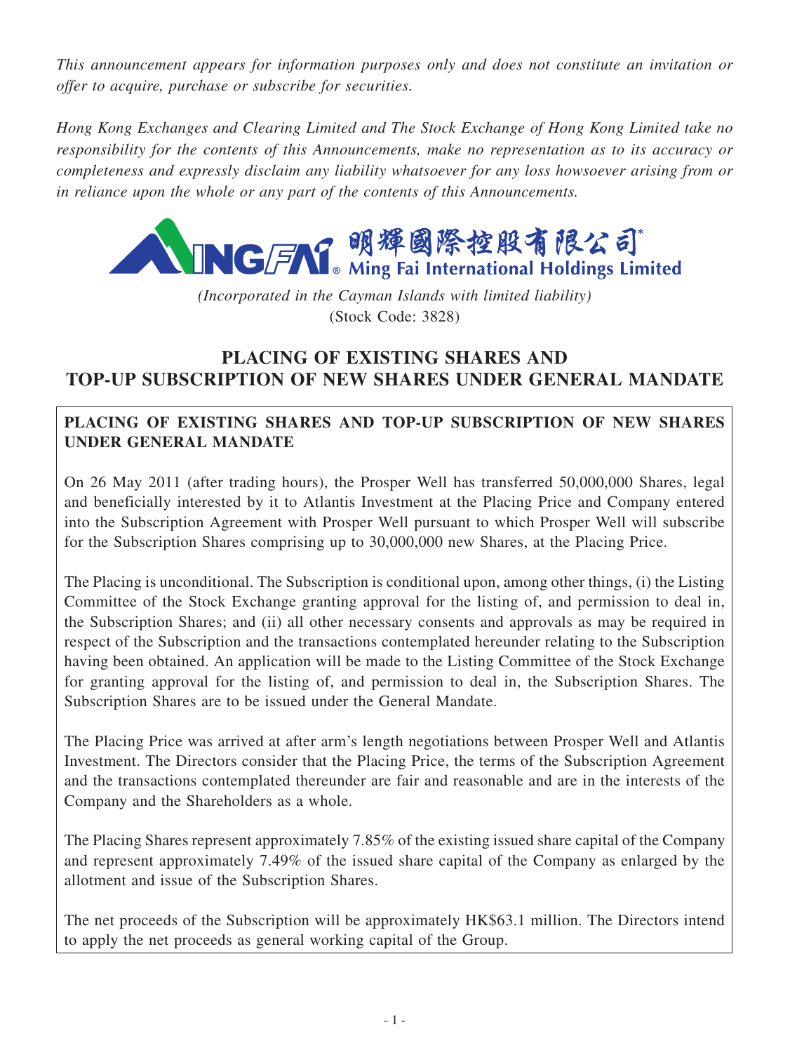*This announcement appears for information purposes only and does not constitute an invitation or offer to acquire, purchase or subscribe for securities.*

*Hong Kong Exchanges and Clearing Limited and The Stock Exchange of Hong Kong Limited take no responsibility for the contents of this Announcements, make no representation as to its accuracy or completeness and expressly disclaim any liability whatsoever for any loss howsoever arising from or in reliance upon the whole or any part of the contents of this Announcements.*

明輝國際控股有限公司*
**Ming Fai International Holdings Limited**

*(Incorporated in the Cayman Islands with limited liability)*
(Stock Code: 3828)

# PLACING OF EXISTING SHARES AND TOP-UP SUBSCRIPTION OF NEW SHARES UNDER GENERAL MANDATE

## PLACING OF EXISTING SHARES AND TOP-UP SUBSCRIPTION OF NEW SHARES UNDER GENERAL MANDATE

On 26 May 2011 (after trading hours), the Prosper Well has transferred 50,000,000 Shares, legal and beneficially interested by it to Atlantis Investment at the Placing Price and Company entered into the Subscription Agreement with Prosper Well pursuant to which Prosper Well will subscribe for the Subscription Shares comprising up to 30,000,000 new Shares, at the Placing Price.

The Placing is unconditional. The Subscription is conditional upon, among other things, (i) the Listing Committee of the Stock Exchange granting approval for the listing of, and permission to deal in, the Subscription Shares; and (ii) all other necessary consents and approvals as may be required in respect of the Subscription and the transactions contemplated hereunder relating to the Subscription having been obtained. An application will be made to the Listing Committee of the Stock Exchange for granting approval for the listing of, and permission to deal in, the Subscription Shares. The Subscription Shares are to be issued under the General Mandate.

The Placing Price was arrived at after arm's length negotiations between Prosper Well and Atlantis Investment. The Directors consider that the Placing Price, the terms of the Subscription Agreement and the transactions contemplated thereunder are fair and reasonable and are in the interests of the Company and the Shareholders as a whole.

The Placing Shares represent approximately 7.85% of the existing issued share capital of the Company and represent approximately 7.49% of the issued share capital of the Company as enlarged by the allotment and issue of the Subscription Shares.

The net proceeds of the Subscription will be approximately HK$63.1 million. The Directors intend to apply the net proceeds as general working capital of the Group.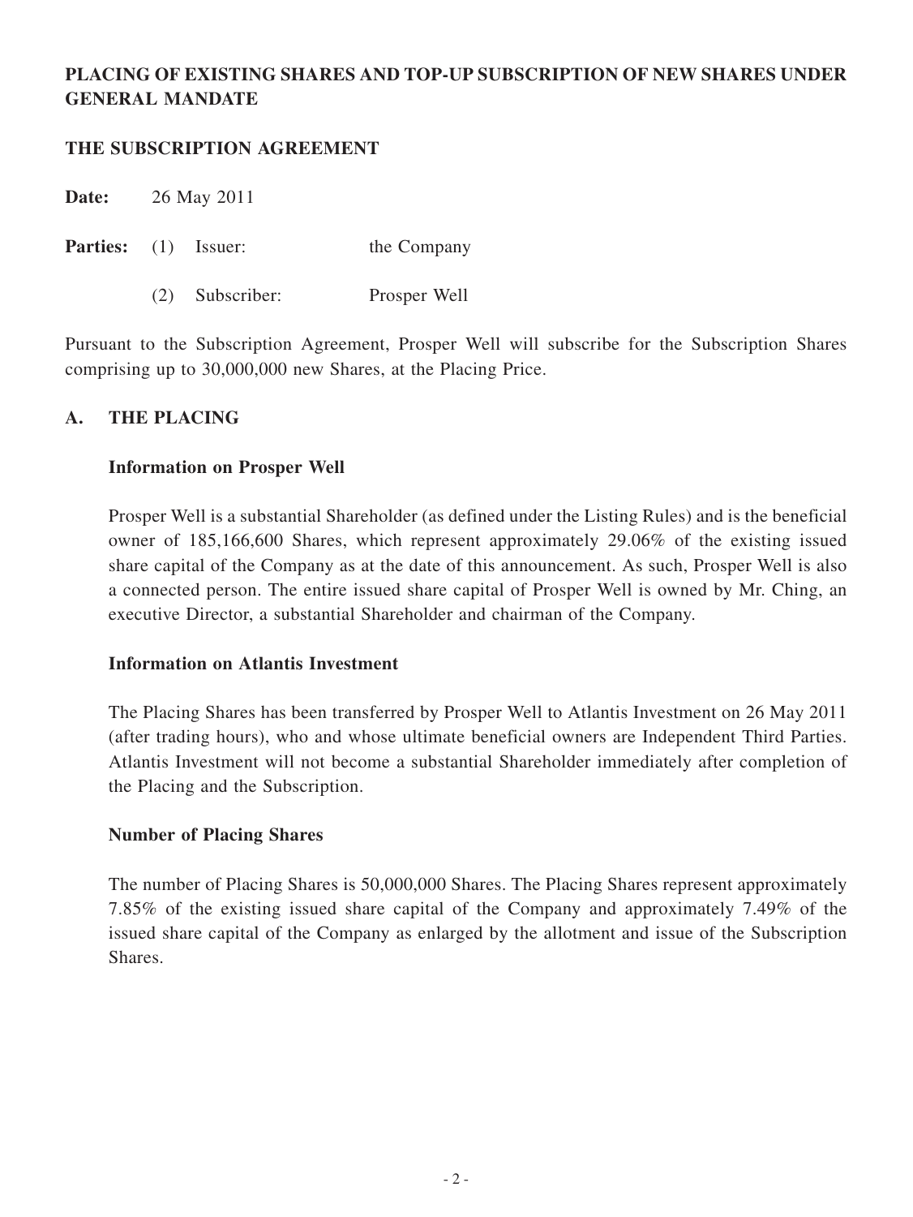**PLACING OF EXISTING SHARES AND TOP-UP SUBSCRIPTION OF NEW SHARES UNDER GENERAL MANDATE**

**THE SUBSCRIPTION AGREEMENT**

**Date:** 26 May 2011

**Parties:** (1) Issuer: the Company

(2) Subscriber: Prosper Well

Pursuant to the Subscription Agreement, Prosper Well will subscribe for the Subscription Shares comprising up to 30,000,000 new Shares, at the Placing Price.

**A. THE PLACING**

**Information on Prosper Well**

Prosper Well is a substantial Shareholder (as defined under the Listing Rules) and is the beneficial owner of 185,166,600 Shares, which represent approximately 29.06% of the existing issued share capital of the Company as at the date of this announcement. As such, Prosper Well is also a connected person. The entire issued share capital of Prosper Well is owned by Mr. Ching, an executive Director, a substantial Shareholder and chairman of the Company.

**Information on Atlantis Investment**

The Placing Shares has been transferred by Prosper Well to Atlantis Investment on 26 May 2011 (after trading hours), who and whose ultimate beneficial owners are Independent Third Parties. Atlantis Investment will not become a substantial Shareholder immediately after completion of the Placing and the Subscription.

**Number of Placing Shares**

The number of Placing Shares is 50,000,000 Shares. The Placing Shares represent approximately 7.85% of the existing issued share capital of the Company and approximately 7.49% of the issued share capital of the Company as enlarged by the allotment and issue of the Subscription Shares.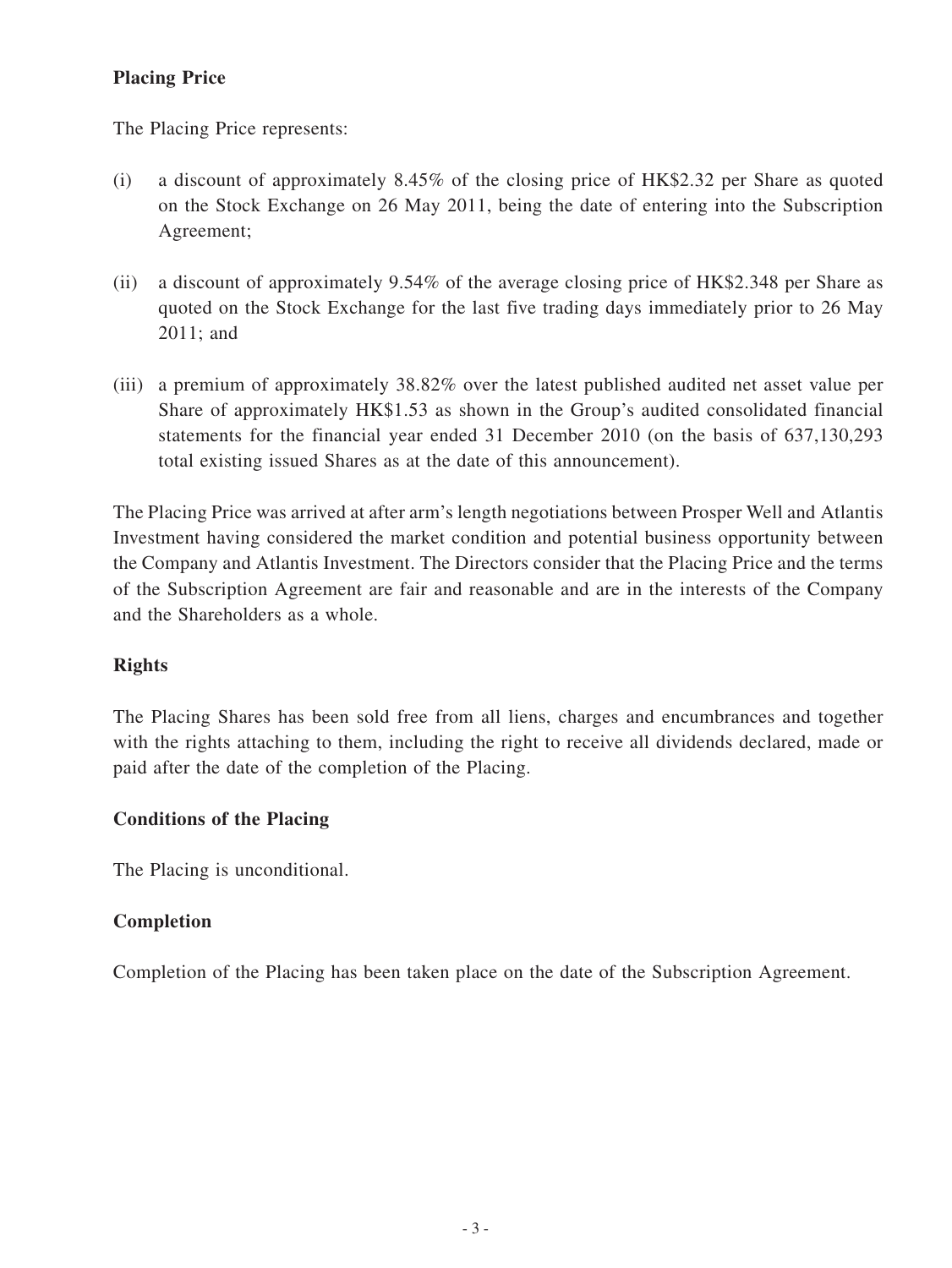**Placing Price**

The Placing Price represents:

(i) a discount of approximately 8.45% of the closing price of HK$2.32 per Share as quoted on the Stock Exchange on 26 May 2011, being the date of entering into the Subscription Agreement;

(ii) a discount of approximately 9.54% of the average closing price of HK$2.348 per Share as quoted on the Stock Exchange for the last five trading days immediately prior to 26 May 2011; and

(iii) a premium of approximately 38.82% over the latest published audited net asset value per Share of approximately HK$1.53 as shown in the Group's audited consolidated financial statements for the financial year ended 31 December 2010 (on the basis of 637,130,293 total existing issued Shares as at the date of this announcement).

The Placing Price was arrived at after arm's length negotiations between Prosper Well and Atlantis Investment having considered the market condition and potential business opportunity between the Company and Atlantis Investment. The Directors consider that the Placing Price and the terms of the Subscription Agreement are fair and reasonable and are in the interests of the Company and the Shareholders as a whole.

**Rights**

The Placing Shares has been sold free from all liens, charges and encumbrances and together with the rights attaching to them, including the right to receive all dividends declared, made or paid after the date of the completion of the Placing.

**Conditions of the Placing**

The Placing is unconditional.

**Completion**

Completion of the Placing has been taken place on the date of the Subscription Agreement.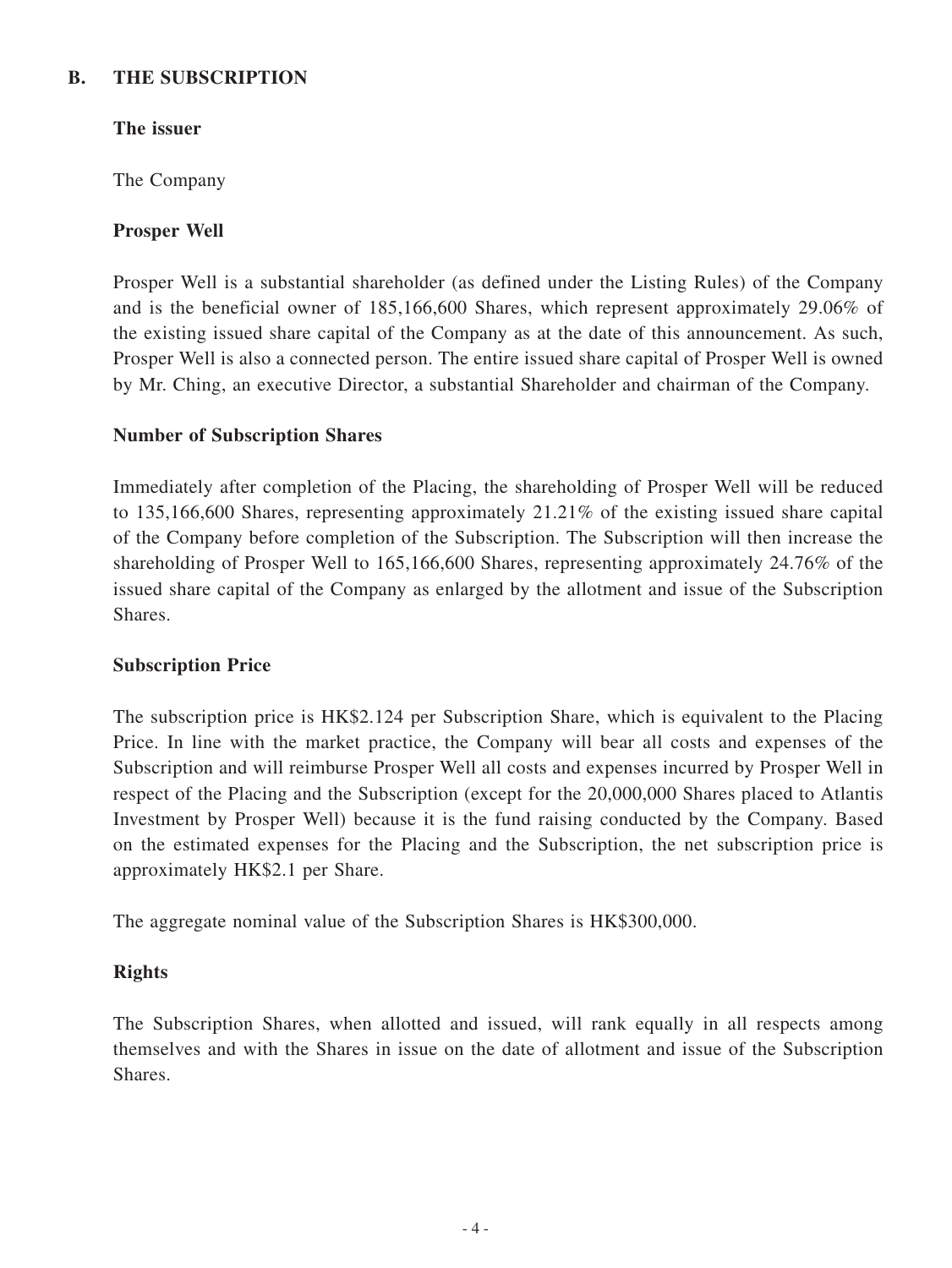## B. THE SUBSCRIPTION

**The issuer**

The Company

**Prosper Well**

Prosper Well is a substantial shareholder (as defined under the Listing Rules) of the Company and is the beneficial owner of 185,166,600 Shares, which represent approximately 29.06% of the existing issued share capital of the Company as at the date of this announcement. As such, Prosper Well is also a connected person. The entire issued share capital of Prosper Well is owned by Mr. Ching, an executive Director, a substantial Shareholder and chairman of the Company.

**Number of Subscription Shares**

Immediately after completion of the Placing, the shareholding of Prosper Well will be reduced to 135,166,600 Shares, representing approximately 21.21% of the existing issued share capital of the Company before completion of the Subscription. The Subscription will then increase the shareholding of Prosper Well to 165,166,600 Shares, representing approximately 24.76% of the issued share capital of the Company as enlarged by the allotment and issue of the Subscription Shares.

**Subscription Price**

The subscription price is HK$2.124 per Subscription Share, which is equivalent to the Placing Price. In line with the market practice, the Company will bear all costs and expenses of the Subscription and will reimburse Prosper Well all costs and expenses incurred by Prosper Well in respect of the Placing and the Subscription (except for the 20,000,000 Shares placed to Atlantis Investment by Prosper Well) because it is the fund raising conducted by the Company. Based on the estimated expenses for the Placing and the Subscription, the net subscription price is approximately HK$2.1 per Share.

The aggregate nominal value of the Subscription Shares is HK$300,000.

**Rights**

The Subscription Shares, when allotted and issued, will rank equally in all respects among themselves and with the Shares in issue on the date of allotment and issue of the Subscription Shares.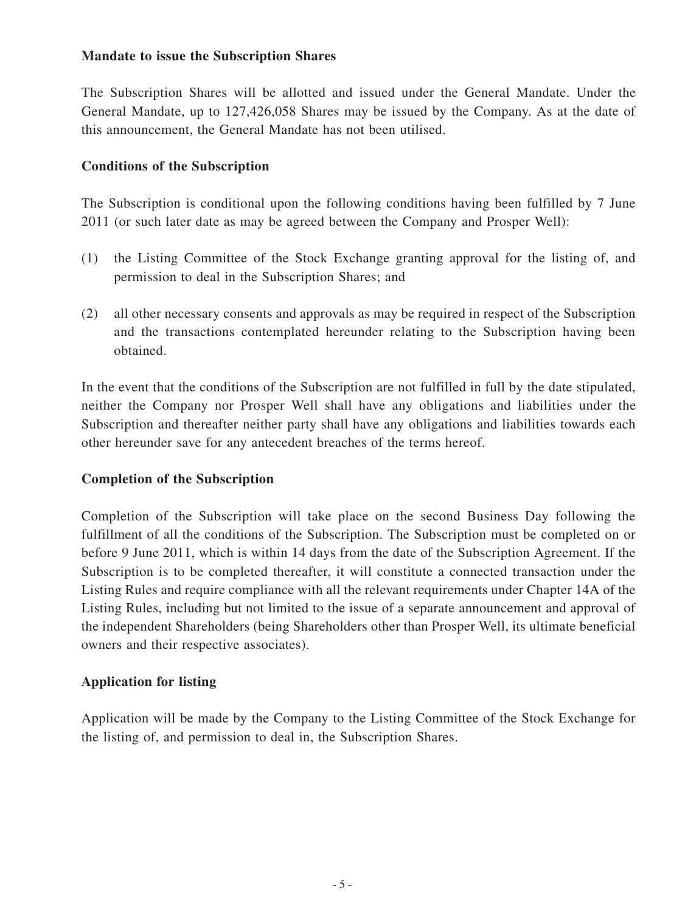**Mandate to issue the Subscription Shares**

The Subscription Shares will be allotted and issued under the General Mandate. Under the General Mandate, up to 127,426,058 Shares may be issued by the Company. As at the date of this announcement, the General Mandate has not been utilised.

**Conditions of the Subscription**

The Subscription is conditional upon the following conditions having been fulfilled by 7 June 2011 (or such later date as may be agreed between the Company and Prosper Well):

(1) the Listing Committee of the Stock Exchange granting approval for the listing of, and permission to deal in the Subscription Shares; and

(2) all other necessary consents and approvals as may be required in respect of the Subscription and the transactions contemplated hereunder relating to the Subscription having been obtained.

In the event that the conditions of the Subscription are not fulfilled in full by the date stipulated, neither the Company nor Prosper Well shall have any obligations and liabilities under the Subscription and thereafter neither party shall have any obligations and liabilities towards each other hereunder save for any antecedent breaches of the terms hereof.

**Completion of the Subscription**

Completion of the Subscription will take place on the second Business Day following the fulfillment of all the conditions of the Subscription. The Subscription must be completed on or before 9 June 2011, which is within 14 days from the date of the Subscription Agreement. If the Subscription is to be completed thereafter, it will constitute a connected transaction under the Listing Rules and require compliance with all the relevant requirements under Chapter 14A of the Listing Rules, including but not limited to the issue of a separate announcement and approval of the independent Shareholders (being Shareholders other than Prosper Well, its ultimate beneficial owners and their respective associates).

**Application for listing**

Application will be made by the Company to the Listing Committee of the Stock Exchange for the listing of, and permission to deal in, the Subscription Shares.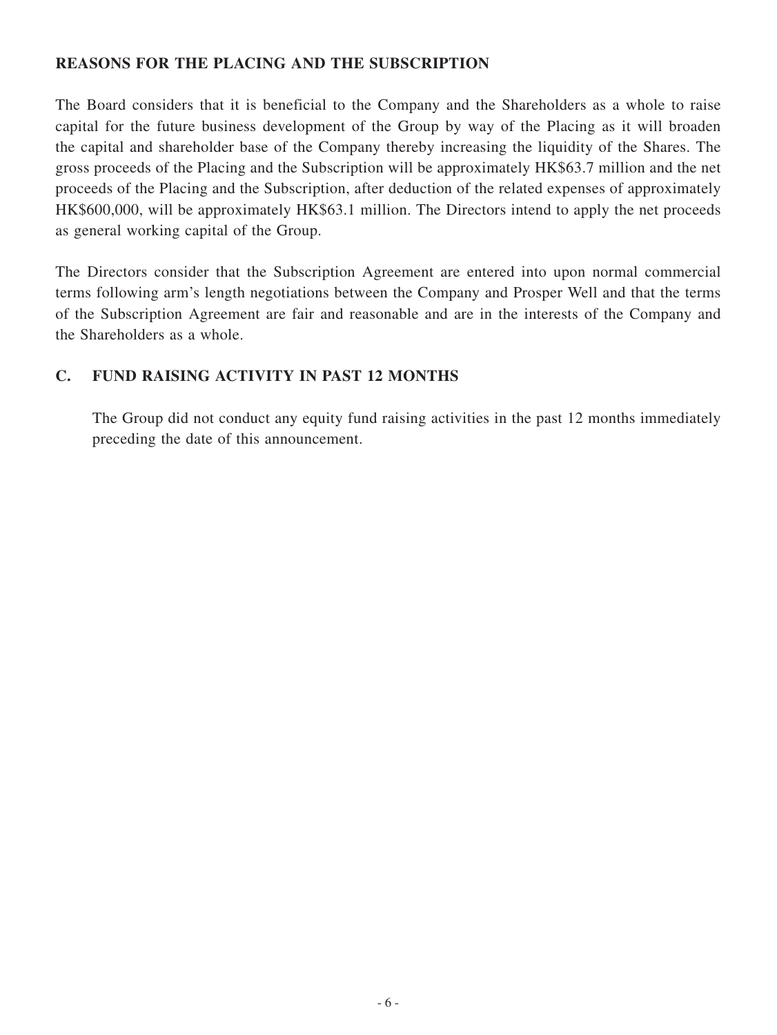## REASONS FOR THE PLACING AND THE SUBSCRIPTION

The Board considers that it is beneficial to the Company and the Shareholders as a whole to raise capital for the future business development of the Group by way of the Placing as it will broaden the capital and shareholder base of the Company thereby increasing the liquidity of the Shares. The gross proceeds of the Placing and the Subscription will be approximately HK$63.7 million and the net proceeds of the Placing and the Subscription, after deduction of the related expenses of approximately HK$600,000, will be approximately HK$63.1 million. The Directors intend to apply the net proceeds as general working capital of the Group.

The Directors consider that the Subscription Agreement are entered into upon normal commercial terms following arm's length negotiations between the Company and Prosper Well and that the terms of the Subscription Agreement are fair and reasonable and are in the interests of the Company and the Shareholders as a whole.

## C. FUND RAISING ACTIVITY IN PAST 12 MONTHS

The Group did not conduct any equity fund raising activities in the past 12 months immediately preceding the date of this announcement.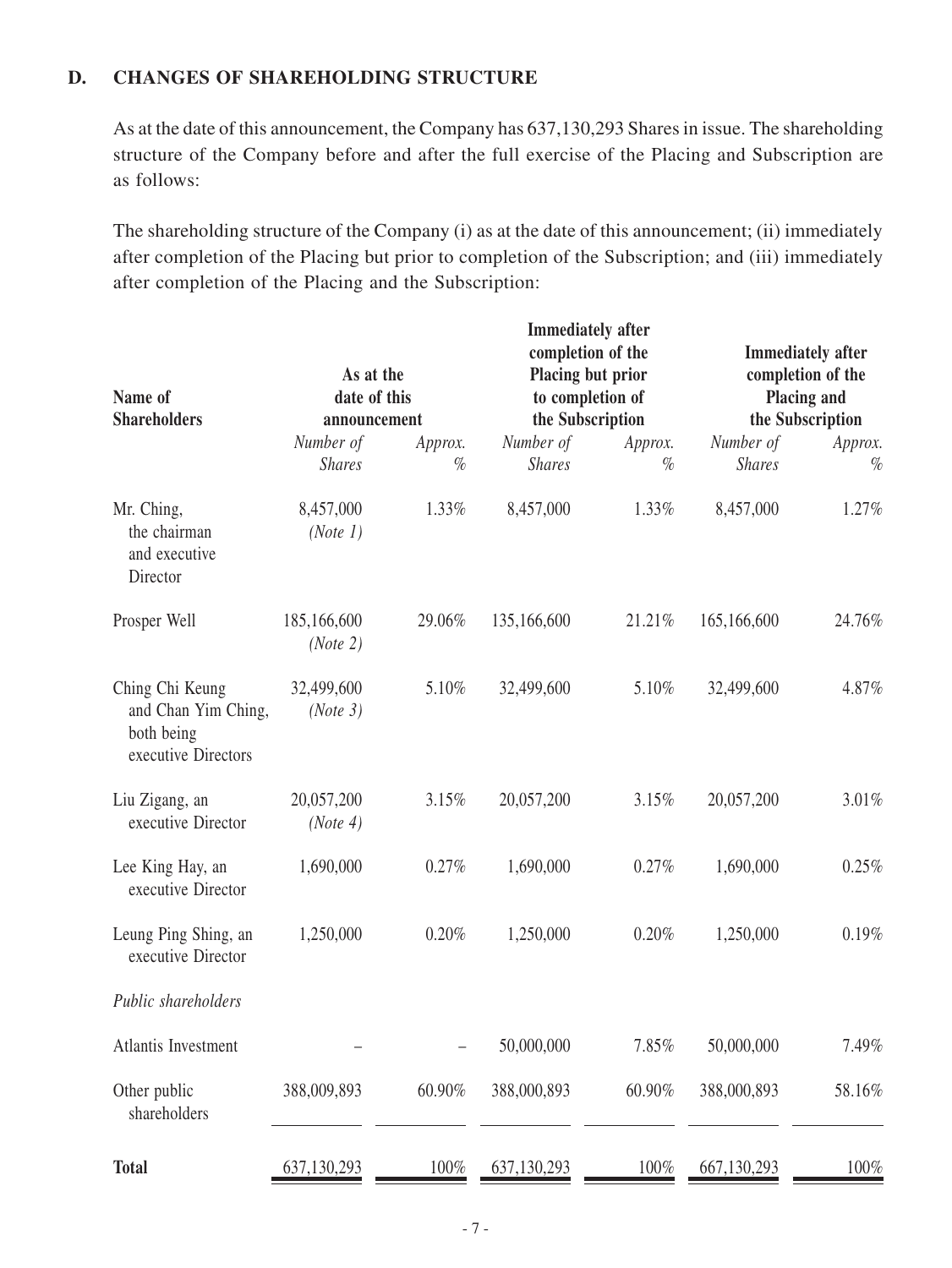## D. CHANGES OF SHAREHOLDING STRUCTURE

As at the date of this announcement, the Company has 637,130,293 Shares in issue. The shareholding structure of the Company before and after the full exercise of the Placing and Subscription are as follows:

The shareholding structure of the Company (i) as at the date of this announcement; (ii) immediately after completion of the Placing but prior to completion of the Subscription; and (iii) immediately after completion of the Placing and the Subscription:

| Name of Shareholders | As at the date of this announcement | | Immediately after completion of the Placing but prior to completion of the Subscription | | Immediately after completion of the Placing and the Subscription | |
|---|---|---|---|---|---|---|
| | *Number of Shares* | *Approx. %* | *Number of Shares* | *Approx. %* | *Number of Shares* | *Approx. %* |
| Mr. Ching, the chairman and executive Director | 8,457,000 *(Note 1)* | 1.33% | 8,457,000 | 1.33% | 8,457,000 | 1.27% |
| Prosper Well | 185,166,600 *(Note 2)* | 29.06% | 135,166,600 | 21.21% | 165,166,600 | 24.76% |
| Ching Chi Keung and Chan Yim Ching, both being executive Directors | 32,499,600 *(Note 3)* | 5.10% | 32,499,600 | 5.10% | 32,499,600 | 4.87% |
| Liu Zigang, an executive Director | 20,057,200 *(Note 4)* | 3.15% | 20,057,200 | 3.15% | 20,057,200 | 3.01% |
| Lee King Hay, an executive Director | 1,690,000 | 0.27% | 1,690,000 | 0.27% | 1,690,000 | 0.25% |
| Leung Ping Shing, an executive Director | 1,250,000 | 0.20% | 1,250,000 | 0.20% | 1,250,000 | 0.19% |
| *Public shareholders* | | | | | | |
| Atlantis Investment | – | – | 50,000,000 | 7.85% | 50,000,000 | 7.49% |
| Other public shareholders | 388,009,893 | 60.90% | 388,000,893 | 60.90% | 388,000,893 | 58.16% |
| **Total** | 637,130,293 | 100% | 637,130,293 | 100% | 667,130,293 | 100% |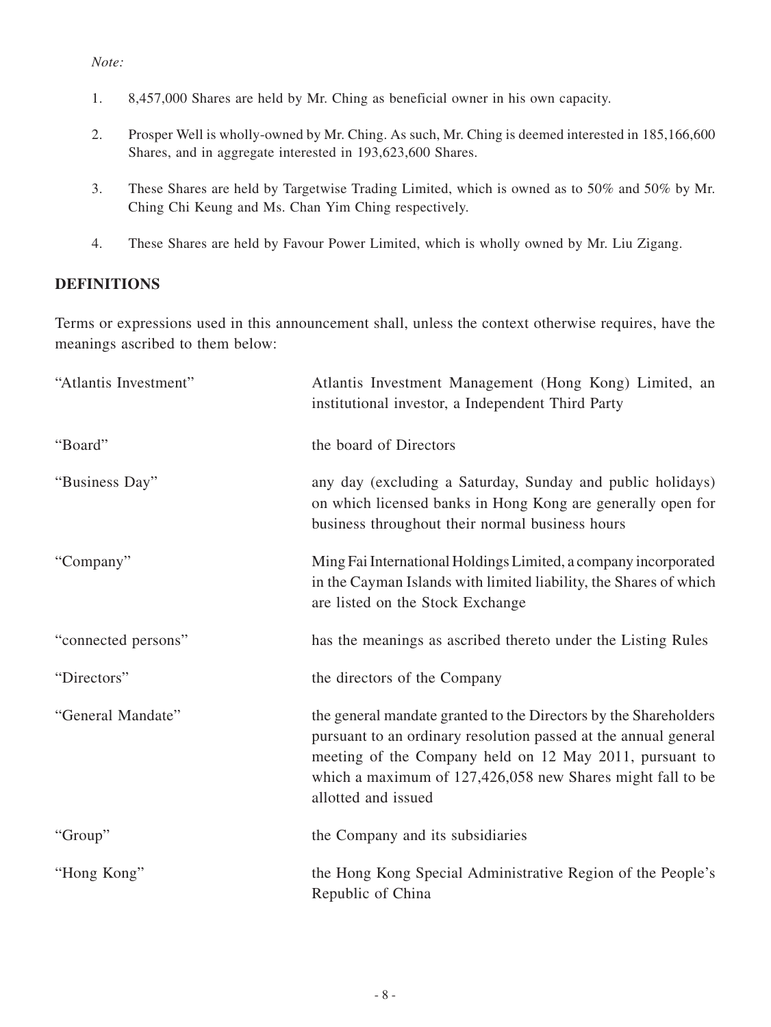*Note:*

1. 8,457,000 Shares are held by Mr. Ching as beneficial owner in his own capacity.

2. Prosper Well is wholly-owned by Mr. Ching. As such, Mr. Ching is deemed interested in 185,166,600 Shares, and in aggregate interested in 193,623,600 Shares.

3. These Shares are held by Targetwise Trading Limited, which is owned as to 50% and 50% by Mr. Ching Chi Keung and Ms. Chan Yim Ching respectively.

4. These Shares are held by Favour Power Limited, which is wholly owned by Mr. Liu Zigang.

## DEFINITIONS

Terms or expressions used in this announcement shall, unless the context otherwise requires, have the meanings ascribed to them below:

| | |
|---|---|
| "Atlantis Investment" | Atlantis Investment Management (Hong Kong) Limited, an institutional investor, a Independent Third Party |
| "Board" | the board of Directors |
| "Business Day" | any day (excluding a Saturday, Sunday and public holidays) on which licensed banks in Hong Kong are generally open for business throughout their normal business hours |
| "Company" | Ming Fai International Holdings Limited, a company incorporated in the Cayman Islands with limited liability, the Shares of which are listed on the Stock Exchange |
| "connected persons" | has the meanings as ascribed thereto under the Listing Rules |
| "Directors" | the directors of the Company |
| "General Mandate" | the general mandate granted to the Directors by the Shareholders pursuant to an ordinary resolution passed at the annual general meeting of the Company held on 12 May 2011, pursuant to which a maximum of 127,426,058 new Shares might fall to be allotted and issued |
| "Group" | the Company and its subsidiaries |
| "Hong Kong" | the Hong Kong Special Administrative Region of the People's Republic of China |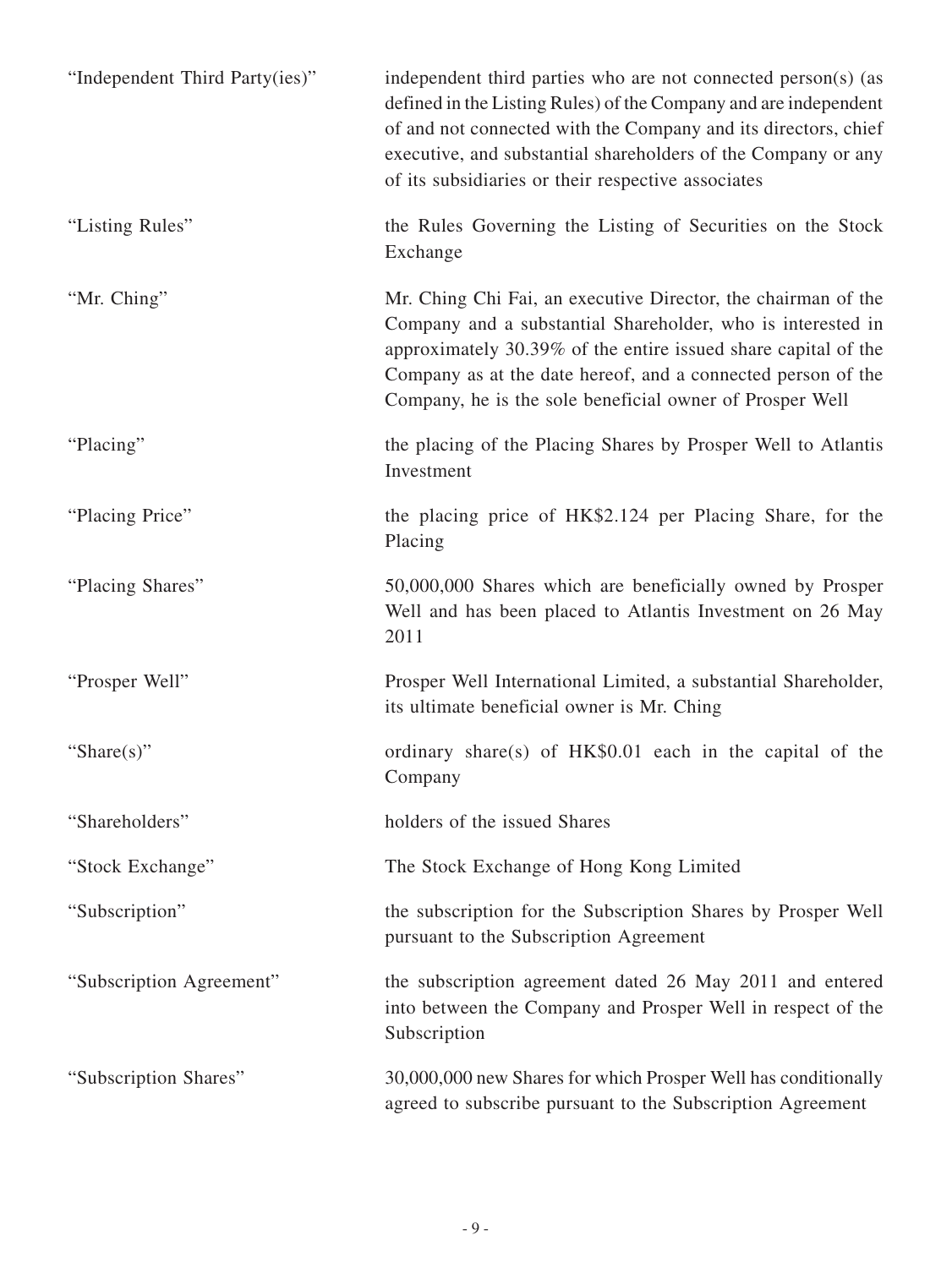| | |
|---|---|
| "Independent Third Party(ies)" | independent third parties who are not connected person(s) (as defined in the Listing Rules) of the Company and are independent of and not connected with the Company and its directors, chief executive, and substantial shareholders of the Company or any of its subsidiaries or their respective associates |
| "Listing Rules" | the Rules Governing the Listing of Securities on the Stock Exchange |
| "Mr. Ching" | Mr. Ching Chi Fai, an executive Director, the chairman of the Company and a substantial Shareholder, who is interested in approximately 30.39% of the entire issued share capital of the Company as at the date hereof, and a connected person of the Company, he is the sole beneficial owner of Prosper Well |
| "Placing" | the placing of the Placing Shares by Prosper Well to Atlantis Investment |
| "Placing Price" | the placing price of HK$2.124 per Placing Share, for the Placing |
| "Placing Shares" | 50,000,000 Shares which are beneficially owned by Prosper Well and has been placed to Atlantis Investment on 26 May 2011 |
| "Prosper Well" | Prosper Well International Limited, a substantial Shareholder, its ultimate beneficial owner is Mr. Ching |
| "Share(s)" | ordinary share(s) of HK$0.01 each in the capital of the Company |
| "Shareholders" | holders of the issued Shares |
| "Stock Exchange" | The Stock Exchange of Hong Kong Limited |
| "Subscription" | the subscription for the Subscription Shares by Prosper Well pursuant to the Subscription Agreement |
| "Subscription Agreement" | the subscription agreement dated 26 May 2011 and entered into between the Company and Prosper Well in respect of the Subscription |
| "Subscription Shares" | 30,000,000 new Shares for which Prosper Well has conditionally agreed to subscribe pursuant to the Subscription Agreement |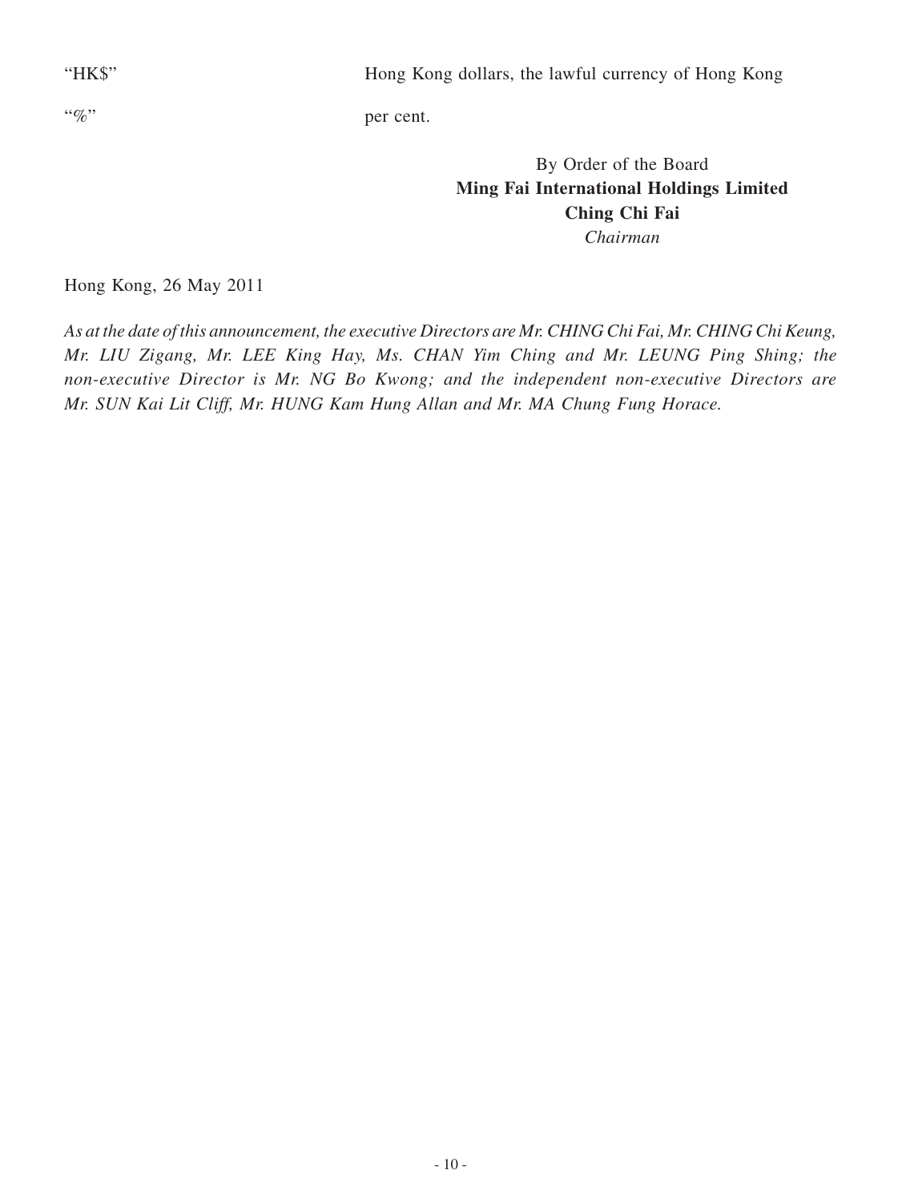| | |
|---|---|
| "HK$" | Hong Kong dollars, the lawful currency of Hong Kong |
| "%" | per cent. |

By Order of the Board
**Ming Fai International Holdings Limited**
**Ching Chi Fai**
*Chairman*

Hong Kong, 26 May 2011

*As at the date of this announcement, the executive Directors are Mr. CHING Chi Fai, Mr. CHING Chi Keung, Mr. LIU Zigang, Mr. LEE King Hay, Ms. CHAN Yim Ching and Mr. LEUNG Ping Shing; the non-executive Director is Mr. NG Bo Kwong; and the independent non-executive Directors are Mr. SUN Kai Lit Cliff, Mr. HUNG Kam Hung Allan and Mr. MA Chung Fung Horace.*